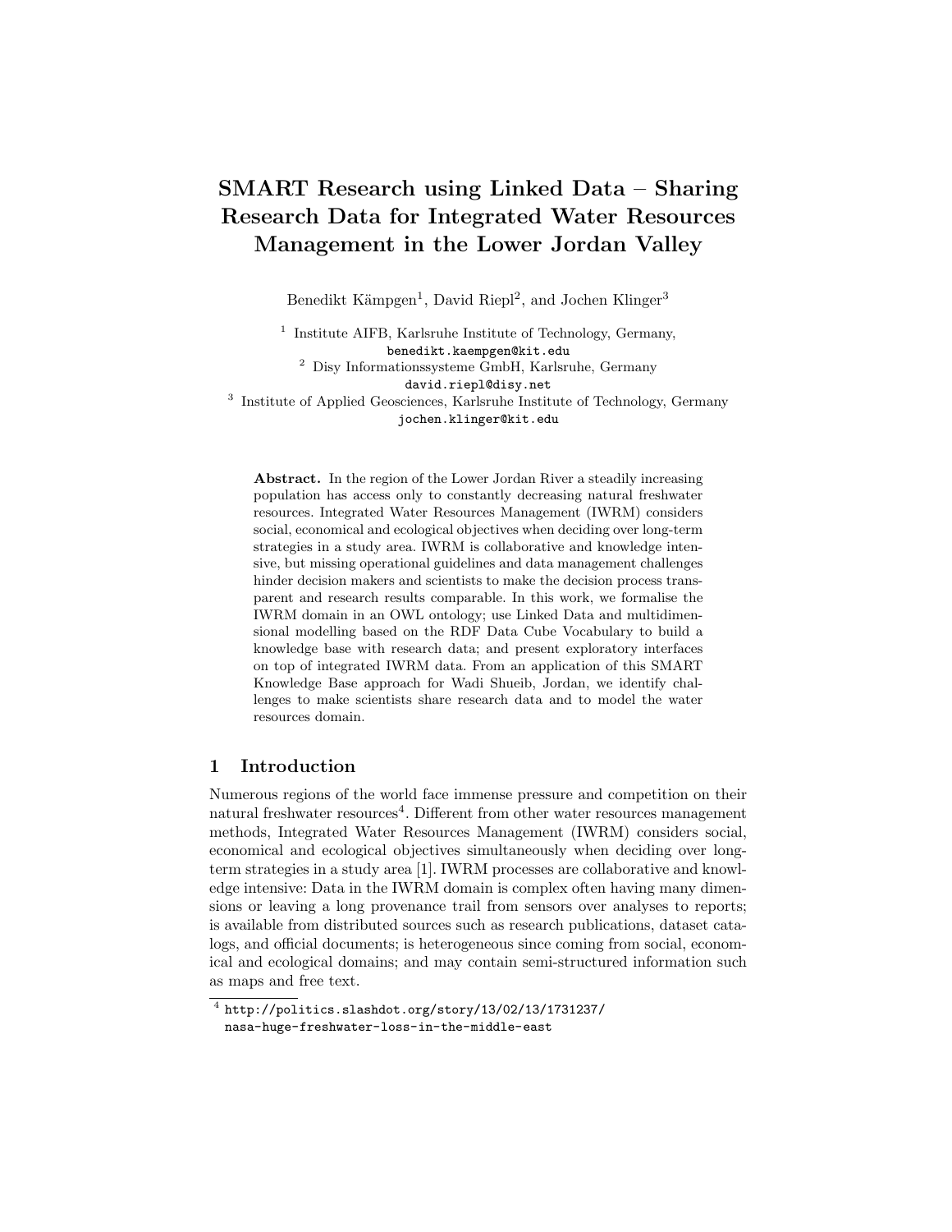# SMART Research using Linked Data – Sharing Research Data for Integrated Water Resources Management in the Lower Jordan Valley

Benedikt Kämpgen[1], David Riepl[2], and Jochen Klinger[3]

[1] Institute AIFB, Karlsruhe Institute of Technology, Germany,
benedikt.kaempgen@kit.edu

[2] Disy Informationssysteme GmbH, Karlsruhe, Germany
david.riepl@disy.net

[3] Institute of Applied Geosciences, Karlsruhe Institute of Technology, Germany
jochen.klinger@kit.edu

**Abstract.** In the region of the Lower Jordan River a steadily increasing population has access only to constantly decreasing natural freshwater resources. Integrated Water Resources Management (IWRM) considers social, economical and ecological objectives when deciding over long-term strategies in a study area. IWRM is collaborative and knowledge intensive, but missing operational guidelines and data management challenges hinder decision makers and scientists to make the decision process transparent and research results comparable. In this work, we formalise the IWRM domain in an OWL ontology; use Linked Data and multidimensional modelling based on the RDF Data Cube Vocabulary to build a knowledge base with research data; and present exploratory interfaces on top of integrated IWRM data. From an application of this SMART Knowledge Base approach for Wadi Shueib, Jordan, we identify challenges to make scientists share research data and to model the water resources domain.

## 1 Introduction

Numerous regions of the world face immense pressure and competition on their natural freshwater resources[4]. Different from other water resources management methods, Integrated Water Resources Management (IWRM) considers social, economical and ecological objectives simultaneously when deciding over long-term strategies in a study area [1]. IWRM processes are collaborative and knowledge intensive: Data in the IWRM domain is complex often having many dimensions or leaving a long provenance trail from sensors over analyses to reports; is available from distributed sources such as research publications, dataset catalogs, and official documents; is heterogeneous since coming from social, economical and ecological domains; and may contain semi-structured information such as maps and free text.

[4] http://politics.slashdot.org/story/13/02/13/1731237/nasa-huge-freshwater-loss-in-the-middle-east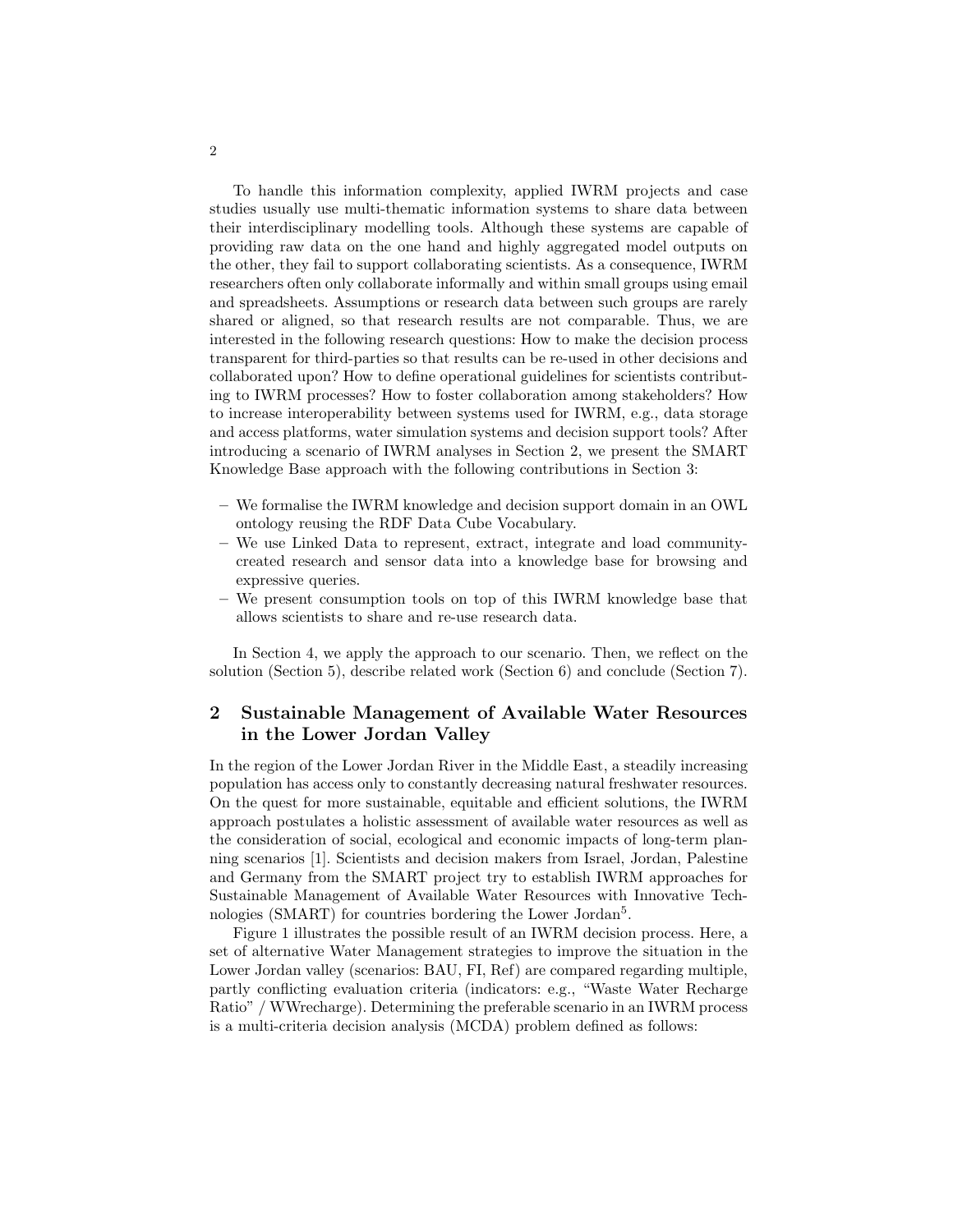To handle this information complexity, applied IWRM projects and case studies usually use multi-thematic information systems to share data between their interdisciplinary modelling tools. Although these systems are capable of providing raw data on the one hand and highly aggregated model outputs on the other, they fail to support collaborating scientists. As a consequence, IWRM researchers often only collaborate informally and within small groups using email and spreadsheets. Assumptions or research data between such groups are rarely shared or aligned, so that research results are not comparable. Thus, we are interested in the following research questions: How to make the decision process transparent for third-parties so that results can be re-used in other decisions and collaborated upon? How to define operational guidelines for scientists contributing to IWRM processes? How to foster collaboration among stakeholders? How to increase interoperability between systems used for IWRM, e.g., data storage and access platforms, water simulation systems and decision support tools? After introducing a scenario of IWRM analyses in Section 2, we present the SMART Knowledge Base approach with the following contributions in Section 3:

- We formalise the IWRM knowledge and decision support domain in an OWL ontology reusing the RDF Data Cube Vocabulary.
- We use Linked Data to represent, extract, integrate and load community-created research and sensor data into a knowledge base for browsing and expressive queries.
- We present consumption tools on top of this IWRM knowledge base that allows scientists to share and re-use research data.

In Section 4, we apply the approach to our scenario. Then, we reflect on the solution (Section 5), describe related work (Section 6) and conclude (Section 7).

## 2 Sustainable Management of Available Water Resources in the Lower Jordan Valley

In the region of the Lower Jordan River in the Middle East, a steadily increasing population has access only to constantly decreasing natural freshwater resources. On the quest for more sustainable, equitable and efficient solutions, the IWRM approach postulates a holistic assessment of available water resources as well as the consideration of social, ecological and economic impacts of long-term planning scenarios [1]. Scientists and decision makers from Israel, Jordan, Palestine and Germany from the SMART project try to establish IWRM approaches for Sustainable Management of Available Water Resources with Innovative Technologies (SMART) for countries bordering the Lower Jordan[5].

Figure 1 illustrates the possible result of an IWRM decision process. Here, a set of alternative Water Management strategies to improve the situation in the Lower Jordan valley (scenarios: BAU, FI, Ref) are compared regarding multiple, partly conflicting evaluation criteria (indicators: e.g., "Waste Water Recharge Ratio" / WWrecharge). Determining the preferable scenario in an IWRM process is a multi-criteria decision analysis (MCDA) problem defined as follows: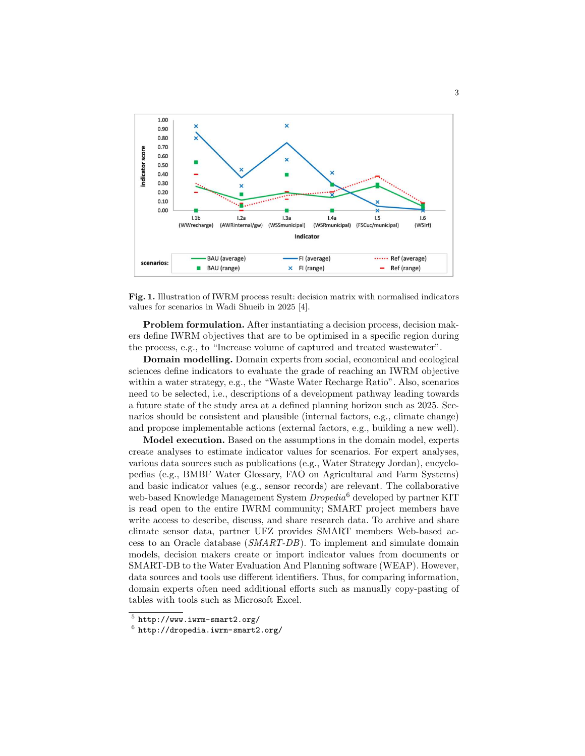**Fig. 1.** Illustration of IWRM process result: decision matrix with normalised indicators values for scenarios in Wadi Shueib in 2025 [4].

**Problem formulation.** After instantiating a decision process, decision makers define IWRM objectives that are to be optimised in a specific region during the process, e.g., to "Increase volume of captured and treated wastewater".

**Domain modelling.** Domain experts from social, economical and ecological sciences define indicators to evaluate the grade of reaching an IWRM objective within a water strategy, e.g., the "Waste Water Recharge Ratio". Also, scenarios need to be selected, i.e., descriptions of a development pathway leading towards a future state of the study area at a defined planning horizon such as 2025. Scenarios should be consistent and plausible (internal factors, e.g., climate change) and propose implementable actions (external factors, e.g., building a new well).

**Model execution.** Based on the assumptions in the domain model, experts create analyses to estimate indicator values for scenarios. For expert analyses, various data sources such as publications (e.g., Water Strategy Jordan), encyclopedias (e.g., BMBF Water Glossary, FAO on Agricultural and Farm Systems) and basic indicator values (e.g., sensor records) are relevant. The collaborative web-based Knowledge Management System *Dropedia*[6] developed by partner KIT is read open to the entire IWRM community; SMART project members have write access to describe, discuss, and share research data. To archive and share climate sensor data, partner UFZ provides SMART members Web-based access to an Oracle database (*SMART-DB*). To implement and simulate domain models, decision makers create or import indicator values from documents or SMART-DB to the Water Evaluation And Planning software (WEAP). However, data sources and tools use different identifiers. Thus, for comparing information, domain experts often need additional efforts such as manually copy-pasting of tables with tools such as Microsoft Excel.

[5] http://www.iwrm-smart2.org/

[6] http://dropedia.iwrm-smart2.org/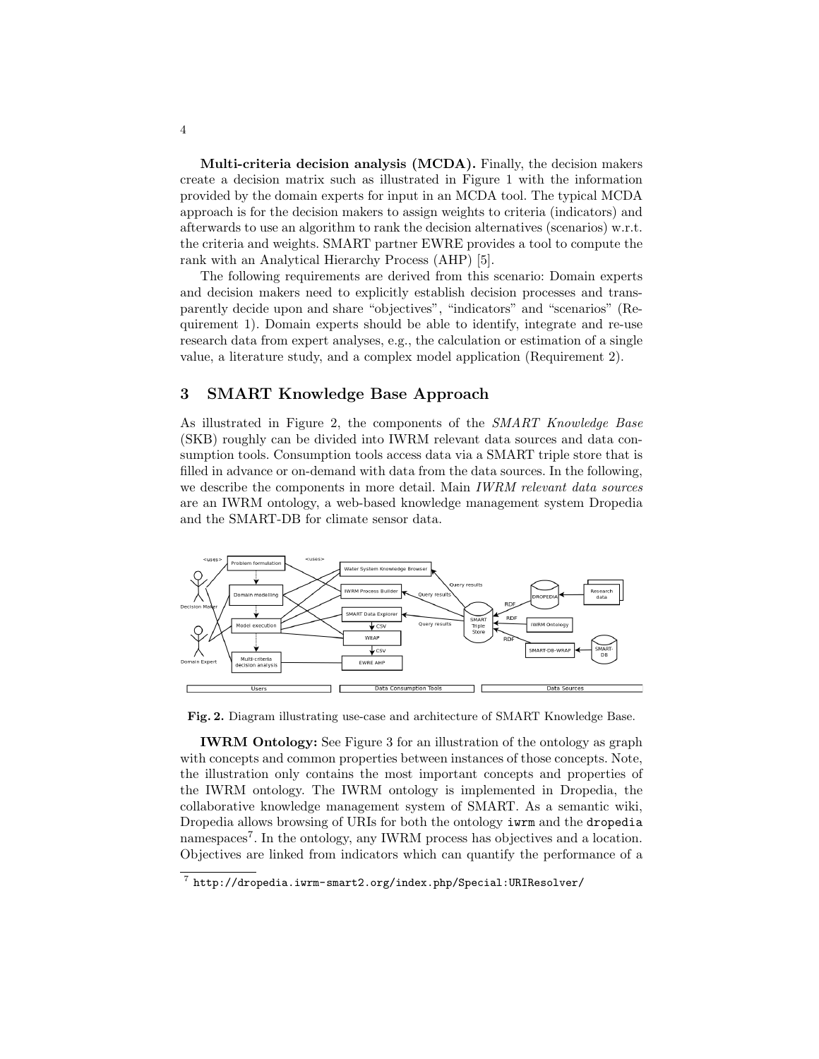**Multi-criteria decision analysis (MCDA).** Finally, the decision makers create a decision matrix such as illustrated in Figure 1 with the information provided by the domain experts for input in an MCDA tool. The typical MCDA approach is for the decision makers to assign weights to criteria (indicators) and afterwards to use an algorithm to rank the decision alternatives (scenarios) w.r.t. the criteria and weights. SMART partner EWRE provides a tool to compute the rank with an Analytical Hierarchy Process (AHP) [5].

The following requirements are derived from this scenario: Domain experts and decision makers need to explicitly establish decision processes and transparently decide upon and share "objectives", "indicators" and "scenarios" (Requirement 1). Domain experts should be able to identify, integrate and re-use research data from expert analyses, e.g., the calculation or estimation of a single value, a literature study, and a complex model application (Requirement 2).

## 3 SMART Knowledge Base Approach

As illustrated in Figure 2, the components of the *SMART Knowledge Base* (SKB) roughly can be divided into IWRM relevant data sources and data consumption tools. Consumption tools access data via a SMART triple store that is filled in advance or on-demand with data from the data sources. In the following, we describe the components in more detail. Main *IWRM relevant data sources* are an IWRM ontology, a web-based knowledge management system Dropedia and the SMART-DB for climate sensor data.

**Fig. 2.** Diagram illustrating use-case and architecture of SMART Knowledge Base.

**IWRM Ontology:** See Figure 3 for an illustration of the ontology as graph with concepts and common properties between instances of those concepts. Note, the illustration only contains the most important concepts and properties of the IWRM ontology. The IWRM ontology is implemented in Dropedia, the collaborative knowledge management system of SMART. As a semantic wiki, Dropedia allows browsing of URIs for both the ontology `iwrm` and the `dropedia` namespaces[7]. In the ontology, any IWRM process has objectives and a location. Objectives are linked from indicators which can quantify the performance of a

[7] `http://dropedia.iwrm-smart2.org/index.php/Special:URIResolver/`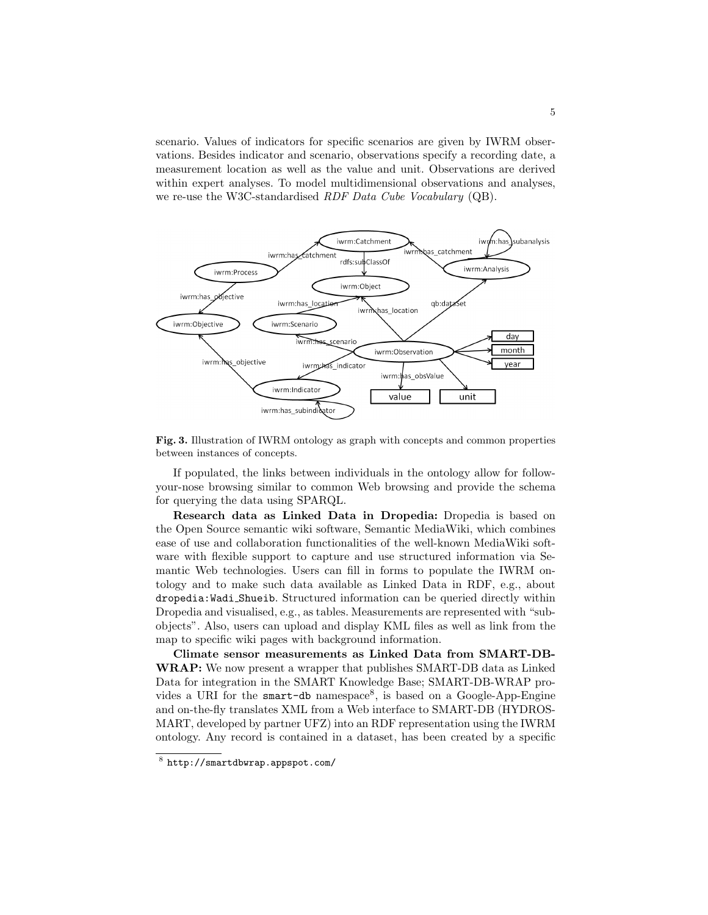scenario. Values of indicators for specific scenarios are given by IWRM observations. Besides indicator and scenario, observations specify a recording date, a measurement location as well as the value and unit. Observations are derived within expert analyses. To model multidimensional observations and analyses, we re-use the W3C-standardised *RDF Data Cube Vocabulary* (QB).

**Fig. 3.** Illustration of IWRM ontology as graph with concepts and common properties between instances of concepts.

If populated, the links between individuals in the ontology allow for follow-your-nose browsing similar to common Web browsing and provide the schema for querying the data using SPARQL.

**Research data as Linked Data in Dropedia:** Dropedia is based on the Open Source semantic wiki software, Semantic MediaWiki, which combines ease of use and collaboration functionalities of the well-known MediaWiki software with flexible support to capture and use structured information via Semantic Web technologies. Users can fill in forms to populate the IWRM ontology and to make such data available as Linked Data in RDF, e.g., about `dropedia:Wadi_Shueib`. Structured information can be queried directly within Dropedia and visualised, e.g., as tables. Measurements are represented with "subobjects". Also, users can upload and display KML files as well as link from the map to specific wiki pages with background information.

**Climate sensor measurements as Linked Data from SMART-DB-WRAP:** We now present a wrapper that publishes SMART-DB data as Linked Data for integration in the SMART Knowledge Base; SMART-DB-WRAP provides a URI for the `smart-db` namespace[8], is based on a Google-App-Engine and on-the-fly translates XML from a Web interface to SMART-DB (HYDROSMART, developed by partner UFZ) into an RDF representation using the IWRM ontology. Any record is contained in a dataset, has been created by a specific

[8] `http://smartdbwrap.appspot.com/`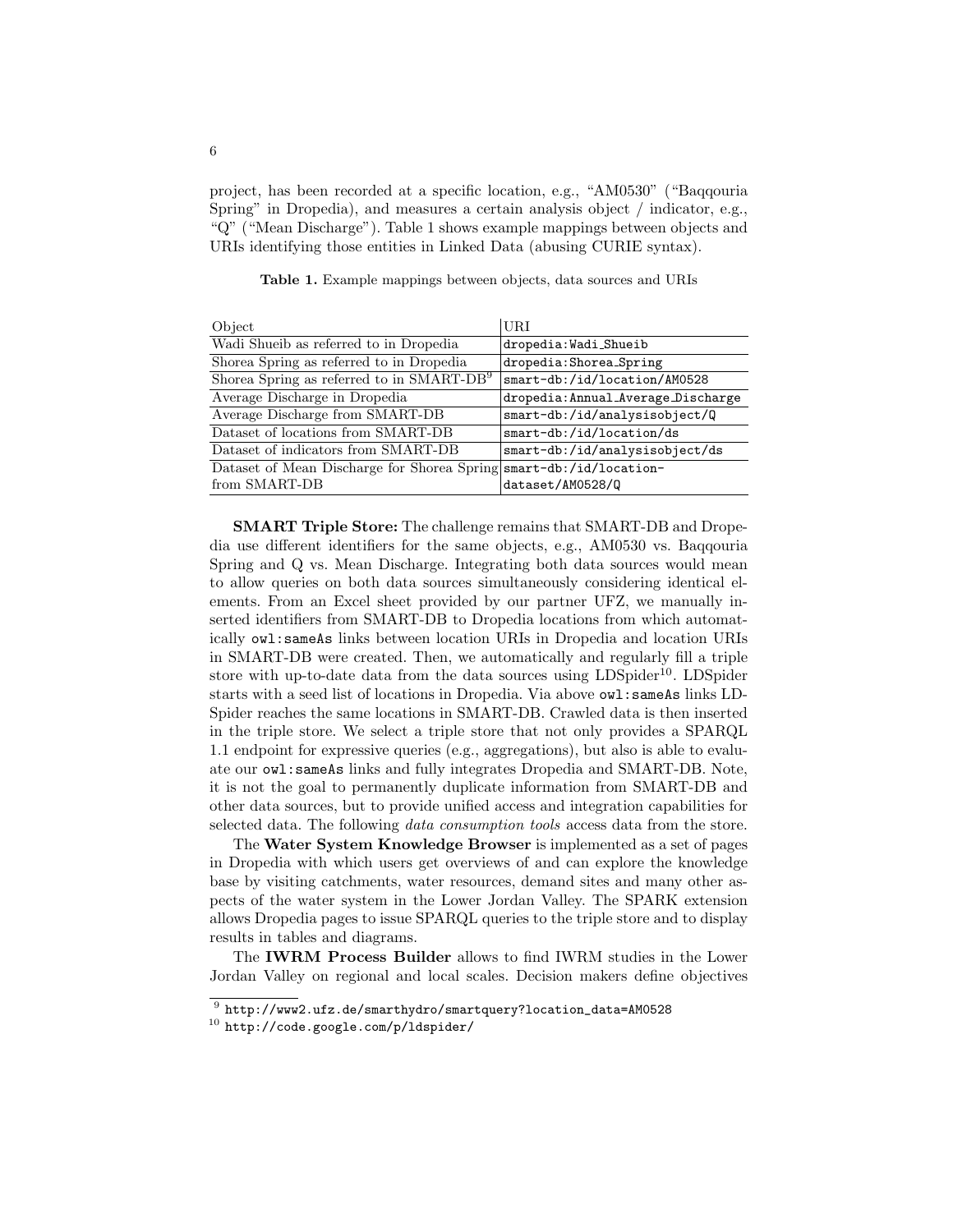project, has been recorded at a specific location, e.g., "AM0530" ("Baqqouria Spring" in Dropedia), and measures a certain analysis object / indicator, e.g., "Q" ("Mean Discharge"). Table 1 shows example mappings between objects and URIs identifying those entities in Linked Data (abusing CURIE syntax).

**Table 1.** Example mappings between objects, data sources and URIs

| Object | URI |
|---|---|
| Wadi Shueib as referred to in Dropedia | `dropedia:Wadi_Shueib` |
| Shorea Spring as referred to in Dropedia | `dropedia:Shorea_Spring` |
| Shorea Spring as referred to in SMART-DB[9] | `smart-db:/id/location/AM0528` |
| Average Discharge in Dropedia | `dropedia:Annual_Average_Discharge` |
| Average Discharge from SMART-DB | `smart-db:/id/analysisobject/Q` |
| Dataset of locations from SMART-DB | `smart-db:/id/location/ds` |
| Dataset of indicators from SMART-DB | `smart-db:/id/analysisobject/ds` |
| Dataset of Mean Discharge for Shorea Spring from SMART-DB | `smart-db:/id/location-dataset/AM0528/Q` |

**SMART Triple Store:** The challenge remains that SMART-DB and Dropedia use different identifiers for the same objects, e.g., AM0530 vs. Baqqouria Spring and Q vs. Mean Discharge. Integrating both data sources would mean to allow queries on both data sources simultaneously considering identical elements. From an Excel sheet provided by our partner UFZ, we manually inserted identifiers from SMART-DB to Dropedia locations from which automatically `owl:sameAs` links between location URIs in Dropedia and location URIs in SMART-DB were created. Then, we automatically and regularly fill a triple store with up-to-date data from the data sources using LDSpider[10]. LDSpider starts with a seed list of locations in Dropedia. Via above `owl:sameAs` links LDSpider reaches the same locations in SMART-DB. Crawled data is then inserted in the triple store. We select a triple store that not only provides a SPARQL 1.1 endpoint for expressive queries (e.g., aggregations), but also is able to evaluate our `owl:sameAs` links and fully integrates Dropedia and SMART-DB. Note, it is not the goal to permanently duplicate information from SMART-DB and other data sources, but to provide unified access and integration capabilities for selected data. The following *data consumption tools* access data from the store.

The **Water System Knowledge Browser** is implemented as a set of pages in Dropedia with which users get overviews of and can explore the knowledge base by visiting catchments, water resources, demand sites and many other aspects of the water system in the Lower Jordan Valley. The SPARK extension allows Dropedia pages to issue SPARQL queries to the triple store and to display results in tables and diagrams.

The **IWRM Process Builder** allows to find IWRM studies in the Lower Jordan Valley on regional and local scales. Decision makers define objectives

[9] `http://www2.ufz.de/smarthydro/smartquery?location_data=AM0528`

[10] `http://code.google.com/p/ldspider/`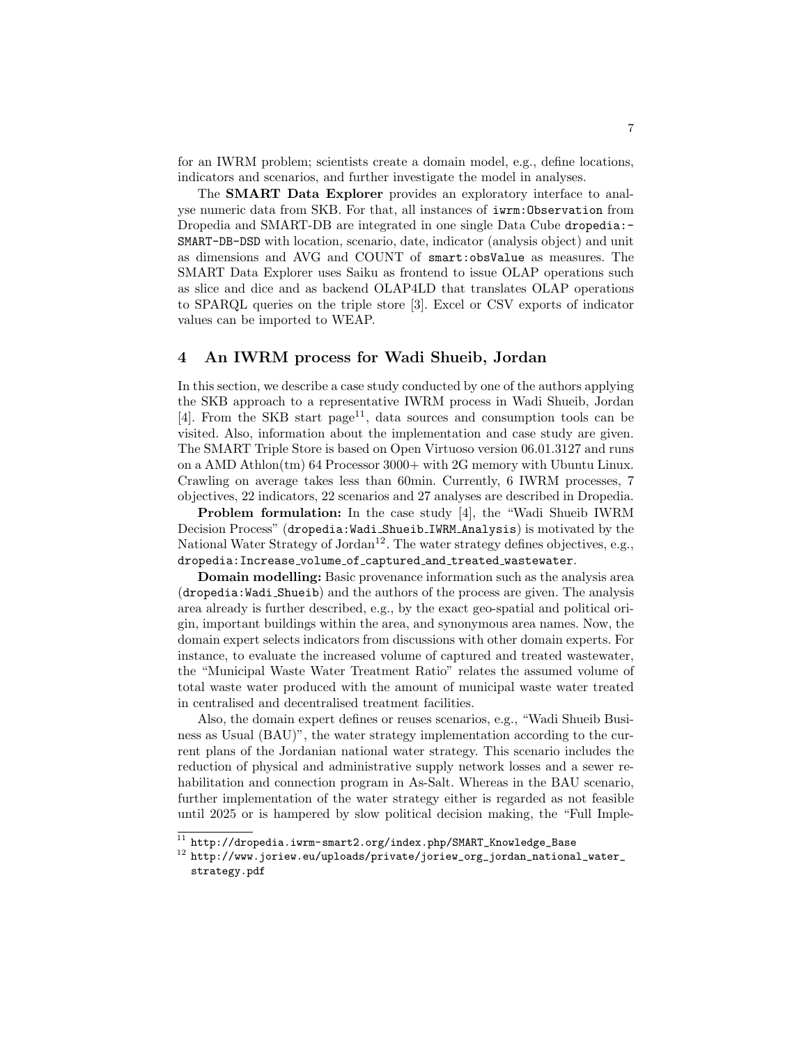for an IWRM problem; scientists create a domain model, e.g., define locations, indicators and scenarios, and further investigate the model in analyses.

The **SMART Data Explorer** provides an exploratory interface to analyse numeric data from SKB. For that, all instances of `iwrm:Observation` from Dropedia and SMART-DB are integrated in one single Data Cube `dropedia:-SMART-DB-DSD` with location, scenario, date, indicator (analysis object) and unit as dimensions and AVG and COUNT of `smart:obsValue` as measures. The SMART Data Explorer uses Saiku as frontend to issue OLAP operations such as slice and dice and as backend OLAP4LD that translates OLAP operations to SPARQL queries on the triple store [3]. Excel or CSV exports of indicator values can be imported to WEAP.

## 4 An IWRM process for Wadi Shueib, Jordan

In this section, we describe a case study conducted by one of the authors applying the SKB approach to a representative IWRM process in Wadi Shueib, Jordan [4]. From the SKB start page[11], data sources and consumption tools can be visited. Also, information about the implementation and case study are given. The SMART Triple Store is based on Open Virtuoso version 06.01.3127 and runs on a AMD Athlon(tm) 64 Processor 3000+ with 2G memory with Ubuntu Linux. Crawling on average takes less than 60min. Currently, 6 IWRM processes, 7 objectives, 22 indicators, 22 scenarios and 27 analyses are described in Dropedia.

**Problem formulation:** In the case study [4], the "Wadi Shueib IWRM Decision Process" (`dropedia:Wadi_Shueib_IWRM_Analysis`) is motivated by the National Water Strategy of Jordan[12]. The water strategy defines objectives, e.g., `dropedia:Increase_volume_of_captured_and_treated_wastewater`.

**Domain modelling:** Basic provenance information such as the analysis area (`dropedia:Wadi_Shueib`) and the authors of the process are given. The analysis area already is further described, e.g., by the exact geo-spatial and political origin, important buildings within the area, and synonymous area names. Now, the domain expert selects indicators from discussions with other domain experts. For instance, to evaluate the increased volume of captured and treated wastewater, the "Municipal Waste Water Treatment Ratio" relates the assumed volume of total waste water produced with the amount of municipal waste water treated in centralised and decentralised treatment facilities.

Also, the domain expert defines or reuses scenarios, e.g., "Wadi Shueib Business as Usual (BAU)", the water strategy implementation according to the current plans of the Jordanian national water strategy. This scenario includes the reduction of physical and administrative supply network losses and a sewer rehabilitation and connection program in As-Salt. Whereas in the BAU scenario, further implementation of the water strategy either is regarded as not feasible until 2025 or is hampered by slow political decision making, the "Full Imple-

---

[11] http://dropedia.iwrm-smart2.org/index.php/SMART_Knowledge_Base

[12] http://www.joriew.eu/uploads/private/joriew_org_jordan_national_water_strategy.pdf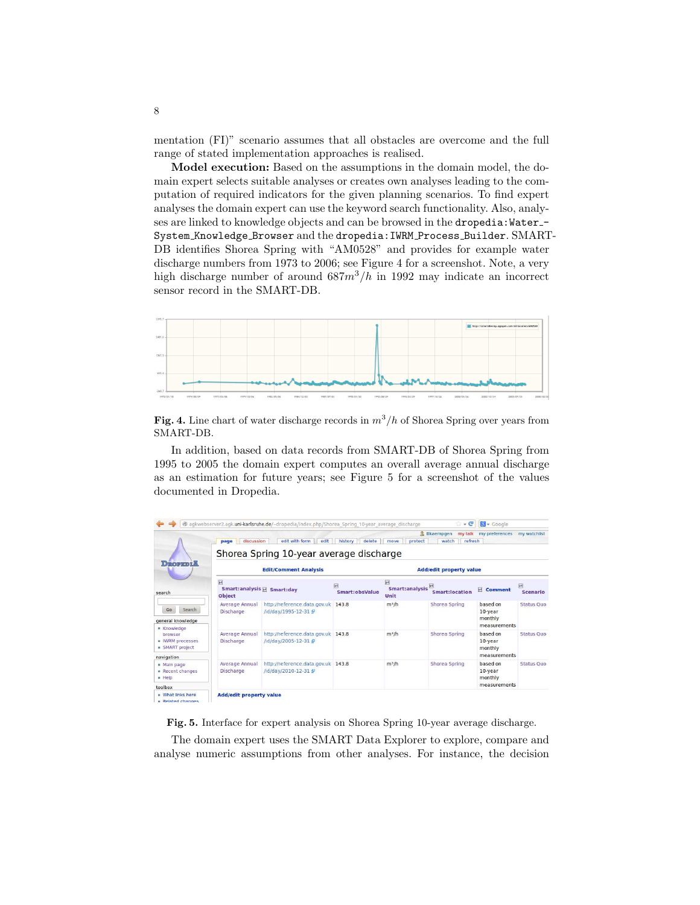mentation (FI)" scenario assumes that all obstacles are overcome and the full range of stated implementation approaches is realised.

**Model execution:** Based on the assumptions in the domain model, the domain expert selects suitable analyses or creates own analyses leading to the computation of required indicators for the given planning scenarios. To find expert analyses the domain expert can use the keyword search functionality. Also, analyses are linked to knowledge objects and can be browsed in the `dropedia:Water_System_Knowledge_Browser` and the `dropedia:IWRM_Process_Builder`. SMART-DB identifies Shorea Spring with "AM0528" and provides for example water discharge numbers from 1973 to 2006; see Figure 4 for a screenshot. Note, a very high discharge number of around $687m^3/h$ in 1992 may indicate an incorrect sensor record in the SMART-DB.

**Fig. 4.** Line chart of water discharge records in $m^3/h$ of Shorea Spring over years from SMART-DB.

In addition, based on data records from SMART-DB of Shorea Spring from 1995 to 2005 the domain expert computes an overall average annual discharge as an estimation for future years; see Figure 5 for a screenshot of the values documented in Dropedia.

**Fig. 5.** Interface for expert analysis on Shorea Spring 10-year average discharge.

The domain expert uses the SMART Data Explorer to explore, compare and analyse numeric assumptions from other analyses. For instance, the decision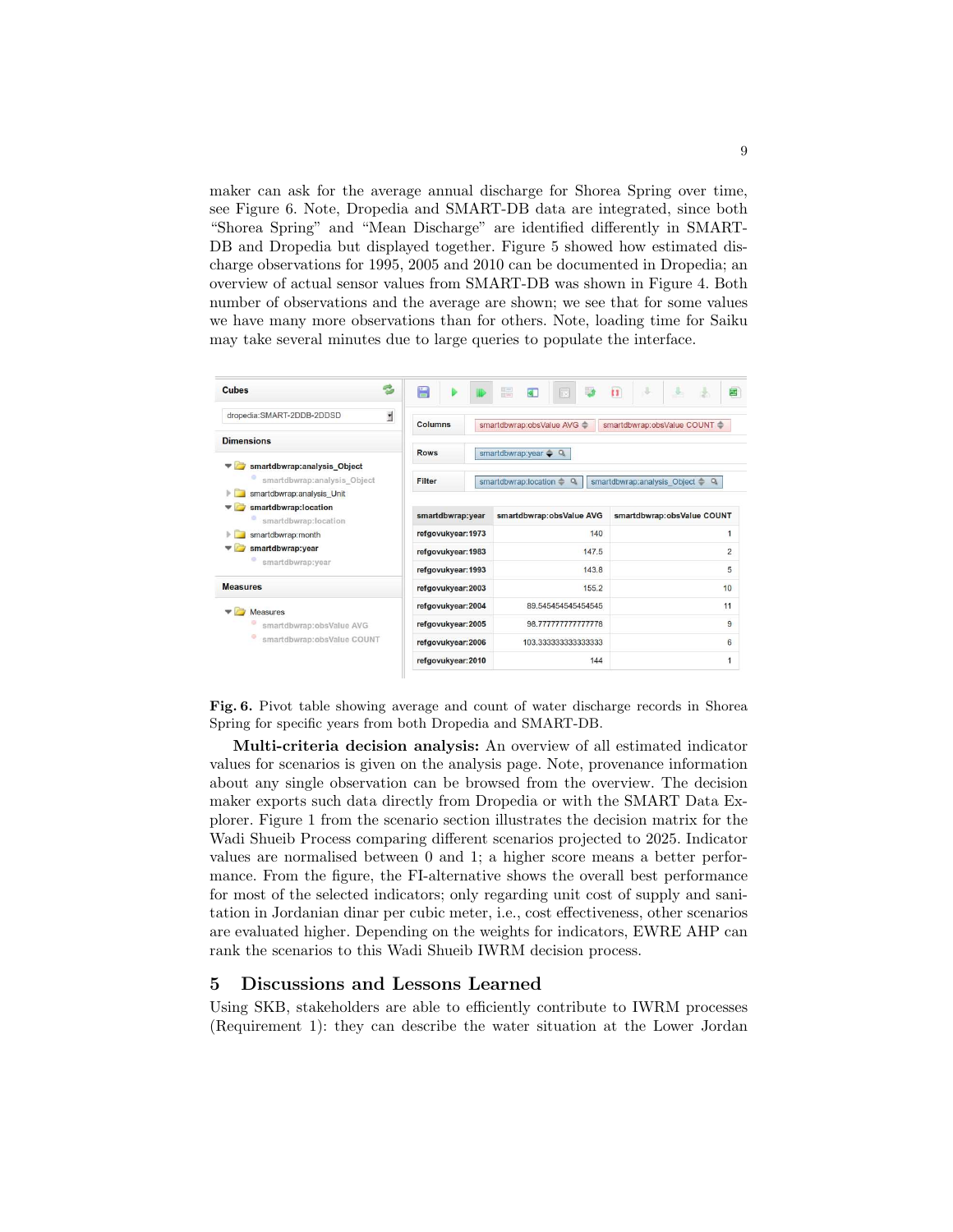maker can ask for the average annual discharge for Shorea Spring over time, see Figure 6. Note, Dropedia and SMART-DB data are integrated, since both "Shorea Spring" and "Mean Discharge" are identified differently in SMART-DB and Dropedia but displayed together. Figure 5 showed how estimated discharge observations for 1995, 2005 and 2010 can be documented in Dropedia; an overview of actual sensor values from SMART-DB was shown in Figure 4. Both number of observations and the average are shown; we see that for some values we have many more observations than for others. Note, loading time for Saiku may take several minutes due to large queries to populate the interface.

| smartdbwrap:year | smartdbwrap:obsValue AVG | smartdbwrap:obsValue COUNT |
|---|---|---|
| refgovukyear:1973 | 140 | 1 |
| refgovukyear:1983 | 147.5 | 2 |
| refgovukyear:1993 | 143.8 | 5 |
| refgovukyear:2003 | 155.2 | 10 |
| refgovukyear:2004 | 89.545454545454545 | 11 |
| refgovukyear:2005 | 98.777777777777778 | 9 |
| refgovukyear:2006 | 103.333333333333333 | 6 |
| refgovukyear:2010 | 144 | 1 |

**Fig. 6.** Pivot table showing average and count of water discharge records in Shorea Spring for specific years from both Dropedia and SMART-DB.

**Multi-criteria decision analysis:** An overview of all estimated indicator values for scenarios is given on the analysis page. Note, provenance information about any single observation can be browsed from the overview. The decision maker exports such data directly from Dropedia or with the SMART Data Explorer. Figure 1 from the scenario section illustrates the decision matrix for the Wadi Shueib Process comparing different scenarios projected to 2025. Indicator values are normalised between 0 and 1; a higher score means a better performance. From the figure, the FI-alternative shows the overall best performance for most of the selected indicators; only regarding unit cost of supply and sanitation in Jordanian dinar per cubic meter, i.e., cost effectiveness, other scenarios are evaluated higher. Depending on the weights for indicators, EWRE AHP can rank the scenarios to this Wadi Shueib IWRM decision process.

## 5 Discussions and Lessons Learned

Using SKB, stakeholders are able to efficiently contribute to IWRM processes (Requirement 1): they can describe the water situation at the Lower Jordan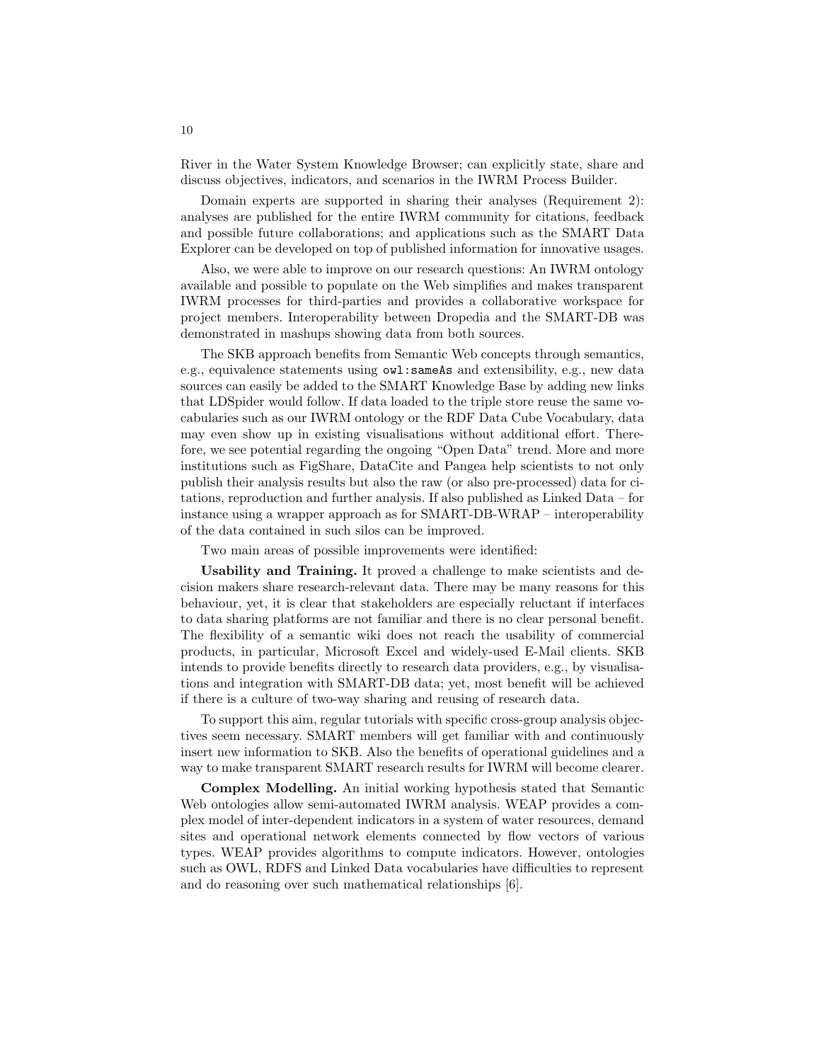River in the Water System Knowledge Browser; can explicitly state, share and discuss objectives, indicators, and scenarios in the IWRM Process Builder.

Domain experts are supported in sharing their analyses (Requirement 2): analyses are published for the entire IWRM community for citations, feedback and possible future collaborations; and applications such as the SMART Data Explorer can be developed on top of published information for innovative usages.

Also, we were able to improve on our research questions: An IWRM ontology available and possible to populate on the Web simplifies and makes transparent IWRM processes for third-parties and provides a collaborative workspace for project members. Interoperability between Dropedia and the SMART-DB was demonstrated in mashups showing data from both sources.

The SKB approach benefits from Semantic Web concepts through semantics, e.g., equivalence statements using `owl:sameAs` and extensibility, e.g., new data sources can easily be added to the SMART Knowledge Base by adding new links that LDSpider would follow. If data loaded to the triple store reuse the same vocabularies such as our IWRM ontology or the RDF Data Cube Vocabulary, data may even show up in existing visualisations without additional effort. Therefore, we see potential regarding the ongoing "Open Data" trend. More and more institutions such as FigShare, DataCite and Pangea help scientists to not only publish their analysis results but also the raw (or also pre-processed) data for citations, reproduction and further analysis. If also published as Linked Data – for instance using a wrapper approach as for SMART-DB-WRAP – interoperability of the data contained in such silos can be improved.

Two main areas of possible improvements were identified:

**Usability and Training.** It proved a challenge to make scientists and decision makers share research-relevant data. There may be many reasons for this behaviour, yet, it is clear that stakeholders are especially reluctant if interfaces to data sharing platforms are not familiar and there is no clear personal benefit. The flexibility of a semantic wiki does not reach the usability of commercial products, in particular, Microsoft Excel and widely-used E-Mail clients. SKB intends to provide benefits directly to research data providers, e.g., by visualisations and integration with SMART-DB data; yet, most benefit will be achieved if there is a culture of two-way sharing and reusing of research data.

To support this aim, regular tutorials with specific cross-group analysis objectives seem necessary. SMART members will get familiar with and continuously insert new information to SKB. Also the benefits of operational guidelines and a way to make transparent SMART research results for IWRM will become clearer.

**Complex Modelling.** An initial working hypothesis stated that Semantic Web ontologies allow semi-automated IWRM analysis. WEAP provides a complex model of inter-dependent indicators in a system of water resources, demand sites and operational network elements connected by flow vectors of various types. WEAP provides algorithms to compute indicators. However, ontologies such as OWL, RDFS and Linked Data vocabularies have difficulties to represent and do reasoning over such mathematical relationships [6].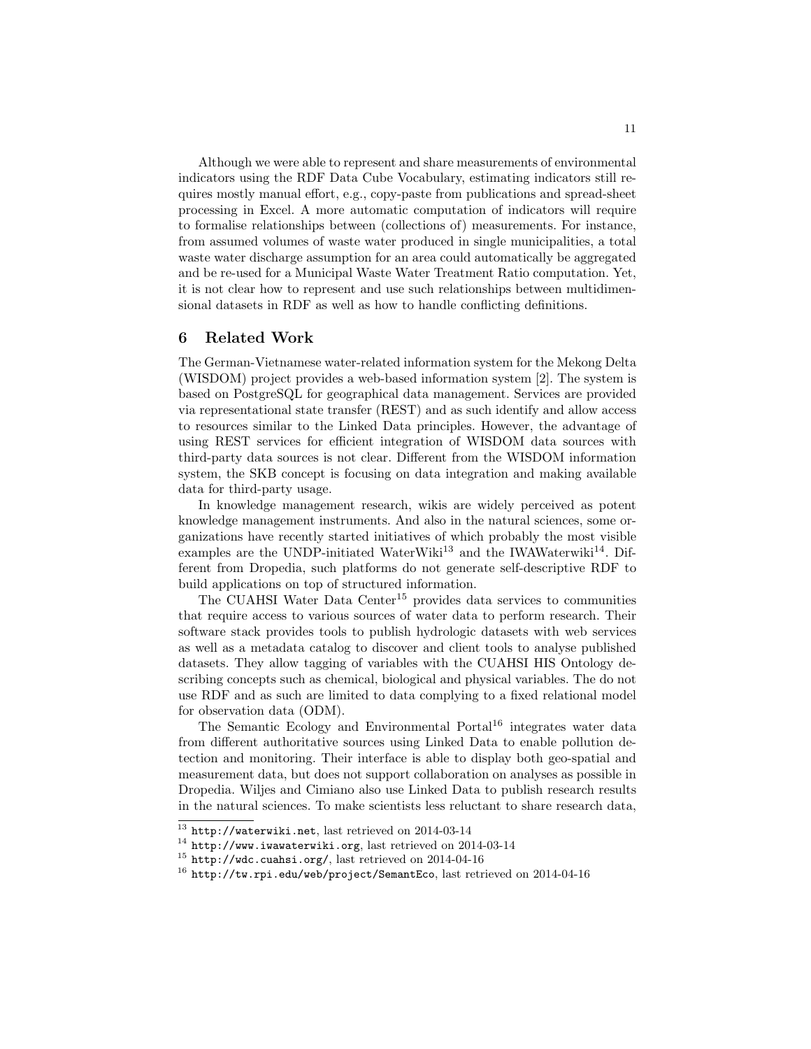Although we were able to represent and share measurements of environmental indicators using the RDF Data Cube Vocabulary, estimating indicators still requires mostly manual effort, e.g., copy-paste from publications and spread-sheet processing in Excel. A more automatic computation of indicators will require to formalise relationships between (collections of) measurements. For instance, from assumed volumes of waste water produced in single municipalities, a total waste water discharge assumption for an area could automatically be aggregated and be re-used for a Municipal Waste Water Treatment Ratio computation. Yet, it is not clear how to represent and use such relationships between multidimensional datasets in RDF as well as how to handle conflicting definitions.

## 6 Related Work

The German-Vietnamese water-related information system for the Mekong Delta (WISDOM) project provides a web-based information system [2]. The system is based on PostgreSQL for geographical data management. Services are provided via representational state transfer (REST) and as such identify and allow access to resources similar to the Linked Data principles. However, the advantage of using REST services for efficient integration of WISDOM data sources with third-party data sources is not clear. Different from the WISDOM information system, the SKB concept is focusing on data integration and making available data for third-party usage.

In knowledge management research, wikis are widely perceived as potent knowledge management instruments. And also in the natural sciences, some organizations have recently started initiatives of which probably the most visible examples are the UNDP-initiated WaterWiki[13] and the IWAWaterwiki[14]. Different from Dropedia, such platforms do not generate self-descriptive RDF to build applications on top of structured information.

The CUAHSI Water Data Center[15] provides data services to communities that require access to various sources of water data to perform research. Their software stack provides tools to publish hydrologic datasets with web services as well as a metadata catalog to discover and client tools to analyse published datasets. They allow tagging of variables with the CUAHSI HIS Ontology describing concepts such as chemical, biological and physical variables. The do not use RDF and as such are limited to data complying to a fixed relational model for observation data (ODM).

The Semantic Ecology and Environmental Portal[16] integrates water data from different authoritative sources using Linked Data to enable pollution detection and monitoring. Their interface is able to display both geo-spatial and measurement data, but does not support collaboration on analyses as possible in Dropedia. Wiljes and Cimiano also use Linked Data to publish research results in the natural sciences. To make scientists less reluctant to share research data,

[13] http://waterwiki.net, last retrieved on 2014-03-14

[14] http://www.iwawaterwiki.org, last retrieved on 2014-03-14

[15] http://wdc.cuahsi.org/, last retrieved on 2014-04-16

[16] http://tw.rpi.edu/web/project/SemantEco, last retrieved on 2014-04-16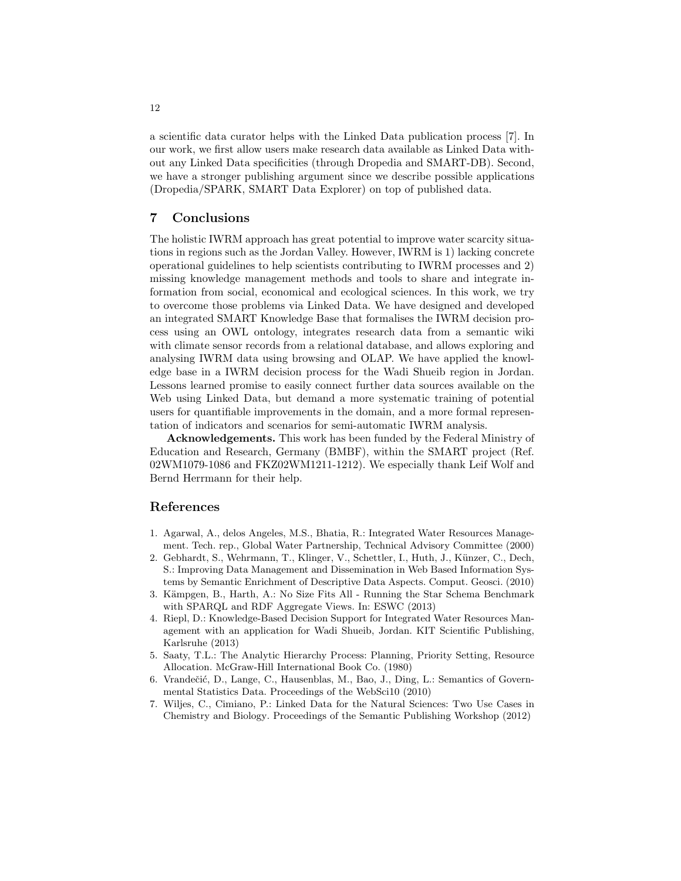a scientific data curator helps with the Linked Data publication process [7]. In our work, we first allow users make research data available as Linked Data without any Linked Data specificities (through Dropedia and SMART-DB). Second, we have a stronger publishing argument since we describe possible applications (Dropedia/SPARK, SMART Data Explorer) on top of published data.

## 7 Conclusions

The holistic IWRM approach has great potential to improve water scarcity situations in regions such as the Jordan Valley. However, IWRM is 1) lacking concrete operational guidelines to help scientists contributing to IWRM processes and 2) missing knowledge management methods and tools to share and integrate information from social, economical and ecological sciences. In this work, we try to overcome those problems via Linked Data. We have designed and developed an integrated SMART Knowledge Base that formalises the IWRM decision process using an OWL ontology, integrates research data from a semantic wiki with climate sensor records from a relational database, and allows exploring and analysing IWRM data using browsing and OLAP. We have applied the knowledge base in a IWRM decision process for the Wadi Shueib region in Jordan. Lessons learned promise to easily connect further data sources available on the Web using Linked Data, but demand a more systematic training of potential users for quantifiable improvements in the domain, and a more formal representation of indicators and scenarios for semi-automatic IWRM analysis.

**Acknowledgements.** This work has been funded by the Federal Ministry of Education and Research, Germany (BMBF), within the SMART project (Ref. 02WM1079-1086 and FKZ02WM1211-1212). We especially thank Leif Wolf and Bernd Herrmann for their help.

## References

1. Agarwal, A., delos Angeles, M.S., Bhatia, R.: Integrated Water Resources Management. Tech. rep., Global Water Partnership, Technical Advisory Committee (2000)
2. Gebhardt, S., Wehrmann, T., Klinger, V., Schettler, I., Huth, J., Künzer, C., Dech, S.: Improving Data Management and Dissemination in Web Based Information Systems by Semantic Enrichment of Descriptive Data Aspects. Comput. Geosci. (2010)
3. Kämpgen, B., Harth, A.: No Size Fits All - Running the Star Schema Benchmark with SPARQL and RDF Aggregate Views. In: ESWC (2013)
4. Riepl, D.: Knowledge-Based Decision Support for Integrated Water Resources Management with an application for Wadi Shueib, Jordan. KIT Scientific Publishing, Karlsruhe (2013)
5. Saaty, T.L.: The Analytic Hierarchy Process: Planning, Priority Setting, Resource Allocation. McGraw-Hill International Book Co. (1980)
6. Vrandečić, D., Lange, C., Hausenblas, M., Bao, J., Ding, L.: Semantics of Governmental Statistics Data. Proceedings of the WebSci10 (2010)
7. Wiljes, C., Cimiano, P.: Linked Data for the Natural Sciences: Two Use Cases in Chemistry and Biology. Proceedings of the Semantic Publishing Workshop (2012)